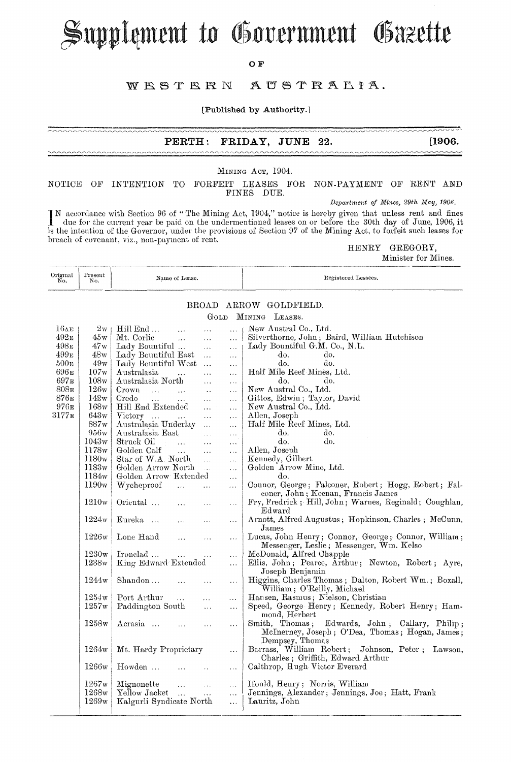# Supplement to Government Gazette

OF

## WESTERN AUSTRALIA.

[Published by Authority.]

**PERTH: FRIDAY, JUNE 22. [1906.**

MINING ACT, 1904.

NOTICE OF INTENTION TO FORFEIT LEASES FOR NON-PAYMENT OF RENT AND FINES DUE.

*Department of Mines, 29th May, 1906.*

IN accordance with Section 96 of "The Mining Act, 1904," notice is hereby given that unless rent and fines due for the current year be paid on the undermentioned leases on or before the 30th day of June, 1906, it is the intention of the Governor, under the provisions of Section 97 of the Mining Act, to forfeit such leases for breach of covenant, viz., non-payment of rent.

HENRY GREGORY,
Minister for Mines.

| Original No. | Present No. | Name of Lease. | Registered Lessees. |
|---|---|---|---|
| | | **BROAD ARROW GOLDFIELD.** | |
| | | GOLD MINING LEASES. | |
| 16AE | 2W | Hill End ... | New Austral Co., Ltd. |
| 492E | 45W | Mt. Corlic | Silverthorne, John; Baird, William Hutchison |
| 498E | 47W | Lady Bountiful ... | Lady Bountiful G.M. Co., N.L. |
| 499E | 48W | Lady Bountiful East | do. do. |
| 500E | 49W | Lady Bountiful West | do. do. |
| 696E | 107W | Australasia | Half Mile Reef Mines, Ltd. |
| 697E | 108W | Australasia North | do. do. |
| 808E | 126W | Crown | New Austral Co., Ltd. |
| 876E | 142W | Credo | Gittos, Edwin; Taylor, David |
| 976E | 168W | Hill End Extended | New Austral Co., Ltd. |
| 3177E | 643W | Victory ... | Allen, Joseph |
| | 887W | Australasia Underlay | Half Mile Reef Mines, Ltd. |
| | 956W | Australasia East | do. do. |
| | 1043W | Struck Oil | do. do. |
| | 1178W | Golden Calf | Allen, Joseph |
| | 1180W | Star of W.A. North | Kennedy, Gilbert |
| | 1183W | Golden Arrow North | Golden Arrow Mine, Ltd. |
| | 1184W | Golden Arrow Extended | do. |
| | 1190W | Wycheproof | Connor, George; Falconer, Robert; Hogg, Robert; Falconer, John; Keenan, Francis James |
| | 1210W | Oriental ... | Fry, Fredrick; Hill, John; Warnes, Reginald; Coughlan, Edward |
| | 1224W | Eureka ... | Arnott, Alfred Augustus; Hopkinson, Charles; McCunn, James |
| | 1226W | Lone Hand | Lucas, John Henry; Connor, George; Connor, William; Messenger, Leslie; Messenger, Wm. Kelso |
| | 1230W | Ironclad ... | McDonald, Alfred Chapple |
| | 1238W | King Edward Extended | Ellis, John; Pearce, Arthur; Newton, Robert; Ayre, Joseph Benjamin |
| | 1244W | Shandon ... | Higgins, Charles Thomas; Dalton, Robert Wm.; Boxall, William; O'Reilly, Michael |
| | 1254W | Port Arthur | Hansen, Rasmus; Nielson, Christian |
| | 1257W | Paddington South | Speed, George Henry; Kennedy, Robert Henry; Hammond, Herbert |
| | 1258W | Acrasia ... | Smith, Thomas; Edwards, John; Callary, Philip; McInerney, Joseph; O'Dea, Thomas; Hogan, James; Dempsey, Thomas |
| | 1264W | Mt. Hardy Proprietary | Barrass, William Robert; Johnson, Peter; Lawson, Charles; Griffith, Edward Arthur |
| | 1266W | Howden ... | Calthrop, Hugh Victor Everard |
| | 1267W | Mignonette | Ifould, Henry; Norris, William |
| | 1268W | Yellow Jacket | Jennings, Alexander; Jennings, Joe; Hatt, Frank |
| | 1269W | Kalgurli Syndicate North | Lauritz, John |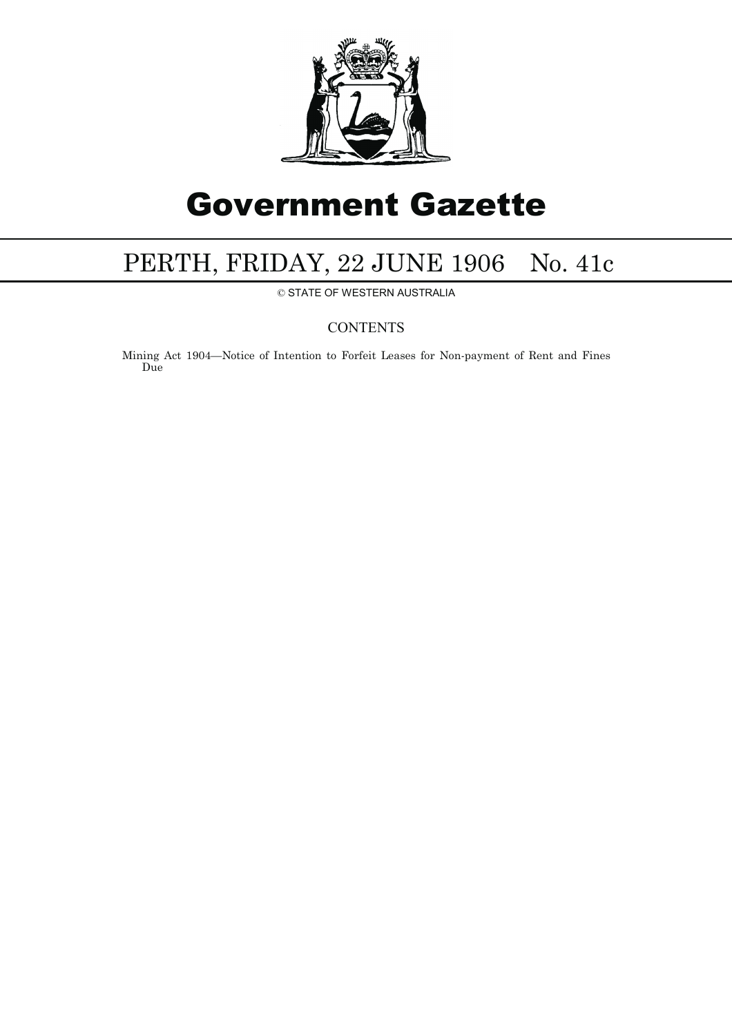# Government Gazette

## PERTH, FRIDAY, 22 JUNE 1906 No. 41c

© STATE OF WESTERN AUSTRALIA

CONTENTS

Mining Act 1904—Notice of Intention to Forfeit Leases for Non-payment of Rent and Fines Due